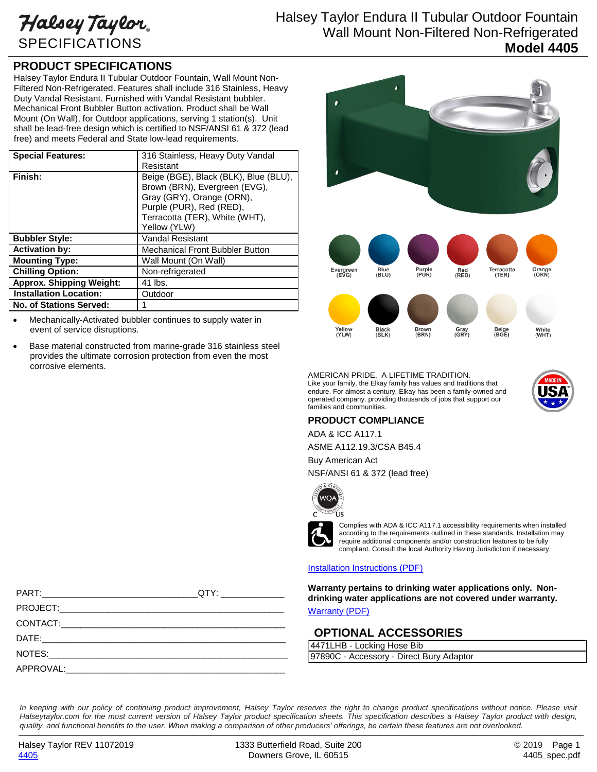# Halsey Taylor SPECIFICATIONS

# Halsey Taylor Endura II Tubular Outdoor Fountain Wall Mount Non-Filtered Non-Refrigerated

## Model 4405

## PRODUCT SPECIFICATIONS

Halsey Taylor Endura II Tubular Outdoor Fountain, Wall Mount Non-Filtered Non-Refrigerated. Features shall include 316 Stainless, Heavy Duty Vandal Resistant. Furnished with Vandal Resistant bubbler. Mechanical Front Bubbler Button activation. Product shall be Wall Mount (On Wall), for Outdoor applications, serving 1 station(s). Unit shall be lead-free design which is certified to NSF/ANSI 61 & 372 (lead free) and meets Federal and State low-lead requirements.

| | |
|---|---|
| **Special Features:** | 316 Stainless, Heavy Duty Vandal Resistant |
| **Finish:** | Beige (BGE), Black (BLK), Blue (BLU), Brown (BRN), Evergreen (EVG), Gray (GRY), Orange (ORN), Purple (PUR), Red (RED), Terracotta (TER), White (WHT), Yellow (YLW) |
| **Bubbler Style:** | Vandal Resistant |
| **Activation by:** | Mechanical Front Bubbler Button |
| **Mounting Type:** | Wall Mount (On Wall) |
| **Chilling Option:** | Non-refrigerated |
| **Approx. Shipping Weight:** | 41 lbs. |
| **Installation Location:** | Outdoor |
| **No. of Stations Served:** | 1 |

- Mechanically-Activated bubbler continues to supply water in event of service disruptions.
- Base material constructed from marine-grade 316 stainless steel provides the ultimate corrosion protection from even the most corrosive elements.

Evergreen (EVG) | Blue (BLU) | Purple (PUR) | Red (RED) | Terracotta (TER) | Orange (ORN)

Yellow (YLW) | Black (BLK) | Brown (BRN) | Gray (GRY) | Beige (BGE) | White (WHT)

PART:_______________________________QTY: ____________

PROJECT:_____________________________________________

CONTACT:_____________________________________________

DATE:________________________________________________

NOTES:_______________________________________________

APPROVAL:____________________________________________

AMERICAN PRIDE. A LIFETIME TRADITION.
Like your family, the Elkay family has values and traditions that endure. For almost a century, Elkay has been a family-owned and operated company, providing thousands of jobs that support our families and communities.

MADE IN USA

## PRODUCT COMPLIANCE

ADA & ICC A117.1

ASME A112.19.3/CSA B45.4

Buy American Act

NSF/ANSI 61 & 372 (lead free)

WQA Tested & Certified C US

Complies with ADA & ICC A117.1 accessibility requirements when installed according to the requirements outlined in these standards. Installation may require additional components and/or construction features to be fully compliant. Consult the local Authority Having Jurisdiction if necessary.

Installation Instructions (PDF)

**Warranty pertains to drinking water applications only. Non-drinking water applications are not covered under warranty.**

Warranty (PDF)

## OPTIONAL ACCESSORIES

| |
|---|
| 4471LHB - Locking Hose Bib |
| 97890C - Accessory - Direct Bury Adaptor |

*In keeping with our policy of continuing product improvement, Halsey Taylor reserves the right to change product specifications without notice. Please visit Halseytaylor.com for the most current version of Halsey Taylor product specification sheets. This specification describes a Halsey Taylor product with design, quality, and functional benefits to the user. When making a comparison of other producers' offerings, be certain these features are not overlooked.*

Halsey Taylor REV 11072019
4405

1333 Butterfield Road, Suite 200
Downers Grove, IL 60515

© 2019
4405_spec.pdf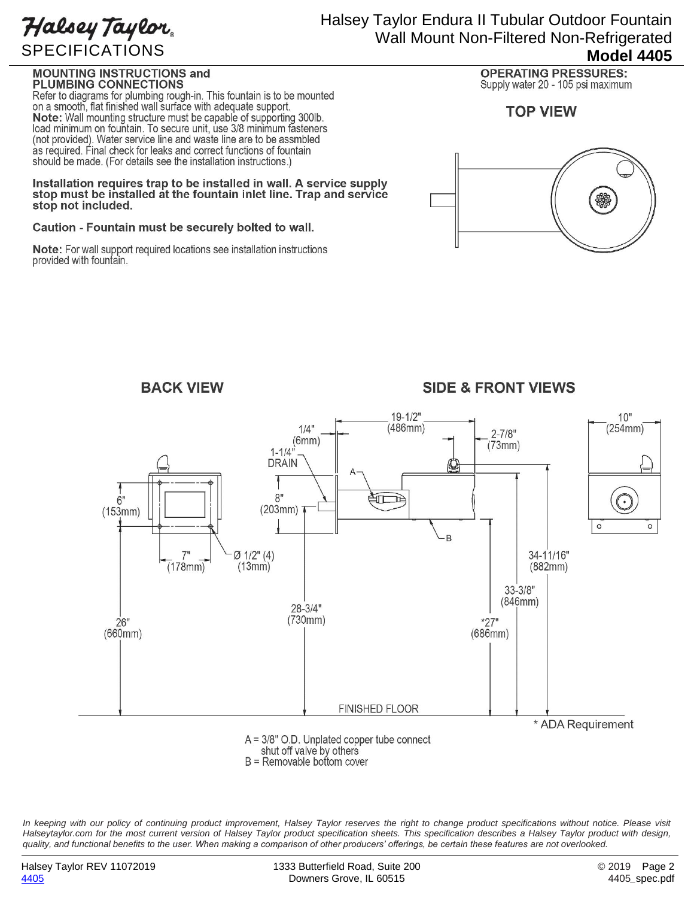Halsey Taylor
SPECIFICATIONS

# Halsey Taylor Endura II Tubular Outdoor Fountain Wall Mount Non-Filtered Non-Refrigerated

## Model 4405

### MOUNTING INSTRUCTIONS and PLUMBING CONNECTIONS

Refer to diagrams for plumbing rough-in. This fountain is to be mounted on a smooth, flat finished wall surface with adequate support.
**Note:** Wall mounting structure must be capable of supporting 300lb. load minimum on fountain. To secure unit, use 3/8 minimum fasteners (not provided). Water service line and waste line are to be assmbled as required. Final check for leaks and correct functions of fountain should be made. (For details see the installation instructions.)

**Installation requires trap to be installed in wall. A service supply stop must be installed at the fountain inlet line. Trap and service stop not included.**

**Caution - Fountain must be securely bolted to wall.**

**Note:** For wall support required locations see installation instructions provided with fountain.

### OPERATING PRESSURES:

Supply water 20 - 105 psi maximum

### TOP VIEW

### BACK VIEW

6"
(153mm)
7"
(178mm)
Ø 1/2" (4)
(13mm)
26"
(660mm)

### SIDE & FRONT VIEWS

1/4"
(6mm)
1-1/4"
DRAIN
19-1/2"
(486mm)
2-7/8"
(73mm)
10"
(254mm)
A
8"
(203mm)
B
28-3/4"
(730mm)
34-11/16"
(882mm)
33-3/8"
(846mm)
*27"
(686mm)
FINISHED FLOOR

\* ADA Requirement

A = 3/8" O.D. Unplated copper tube connect shut off valve by others
B = Removable bottom cover

*In keeping with our policy of continuing product improvement, Halsey Taylor reserves the right to change product specifications without notice. Please visit Halseytaylor.com for the most current version of Halsey Taylor product specification sheets. This specification describes a Halsey Taylor product with design, quality, and functional benefits to the user. When making a comparison of other producers' offerings, be certain these features are not overlooked.*

Halsey Taylor REV 11072019
4405

1333 Butterfield Road, Suite 200
Downers Grove, IL 60515

© 2019
4405_spec.pdf